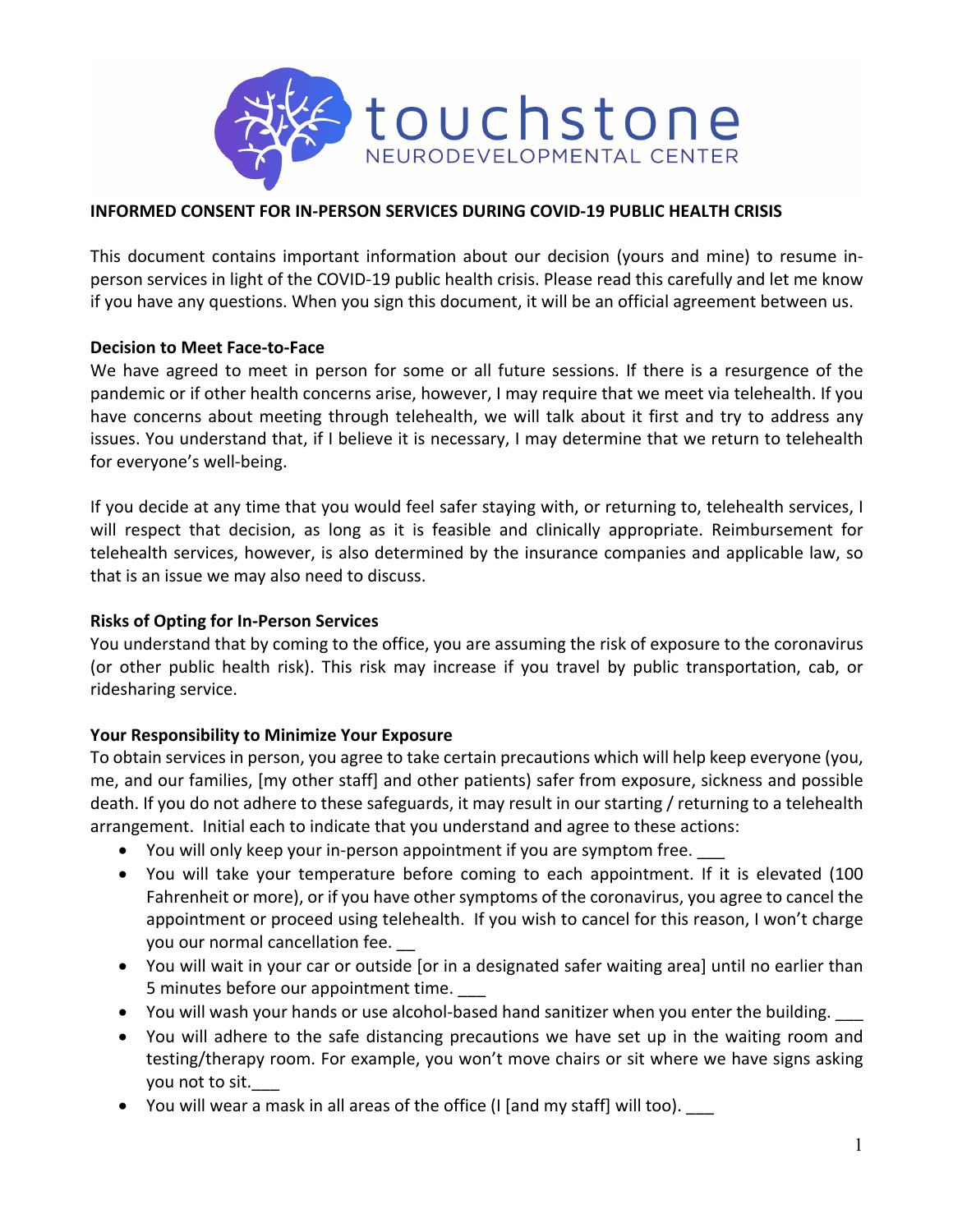touchstone NEURODEVELOPMENTAL CENTER

**INFORMED CONSENT FOR IN-PERSON SERVICES DURING COVID-19 PUBLIC HEALTH CRISIS**

This document contains important information about our decision (yours and mine) to resume in-person services in light of the COVID-19 public health crisis. Please read this carefully and let me know if you have any questions. When you sign this document, it will be an official agreement between us.

**Decision to Meet Face-to-Face**

We have agreed to meet in person for some or all future sessions. If there is a resurgence of the pandemic or if other health concerns arise, however, I may require that we meet via telehealth. If you have concerns about meeting through telehealth, we will talk about it first and try to address any issues. You understand that, if I believe it is necessary, I may determine that we return to telehealth for everyone's well-being.

If you decide at any time that you would feel safer staying with, or returning to, telehealth services, I will respect that decision, as long as it is feasible and clinically appropriate. Reimbursement for telehealth services, however, is also determined by the insurance companies and applicable law, so that is an issue we may also need to discuss.

**Risks of Opting for In-Person Services**

You understand that by coming to the office, you are assuming the risk of exposure to the coronavirus (or other public health risk). This risk may increase if you travel by public transportation, cab, or ridesharing service.

**Your Responsibility to Minimize Your Exposure**

To obtain services in person, you agree to take certain precautions which will help keep everyone (you, me, and our families, [my other staff] and other patients) safer from exposure, sickness and possible death. If you do not adhere to these safeguards, it may result in our starting / returning to a telehealth arrangement. Initial each to indicate that you understand and agree to these actions:

- You will only keep your in-person appointment if you are symptom free. ___
- You will take your temperature before coming to each appointment. If it is elevated (100 Fahrenheit or more), or if you have other symptoms of the coronavirus, you agree to cancel the appointment or proceed using telehealth. If you wish to cancel for this reason, I won't charge you our normal cancellation fee. __
- You will wait in your car or outside [or in a designated safer waiting area] until no earlier than 5 minutes before our appointment time. ___
- You will wash your hands or use alcohol-based hand sanitizer when you enter the building. ___
- You will adhere to the safe distancing precautions we have set up in the waiting room and testing/therapy room. For example, you won't move chairs or sit where we have signs asking you not to sit.___
- You will wear a mask in all areas of the office (I [and my staff] will too). ___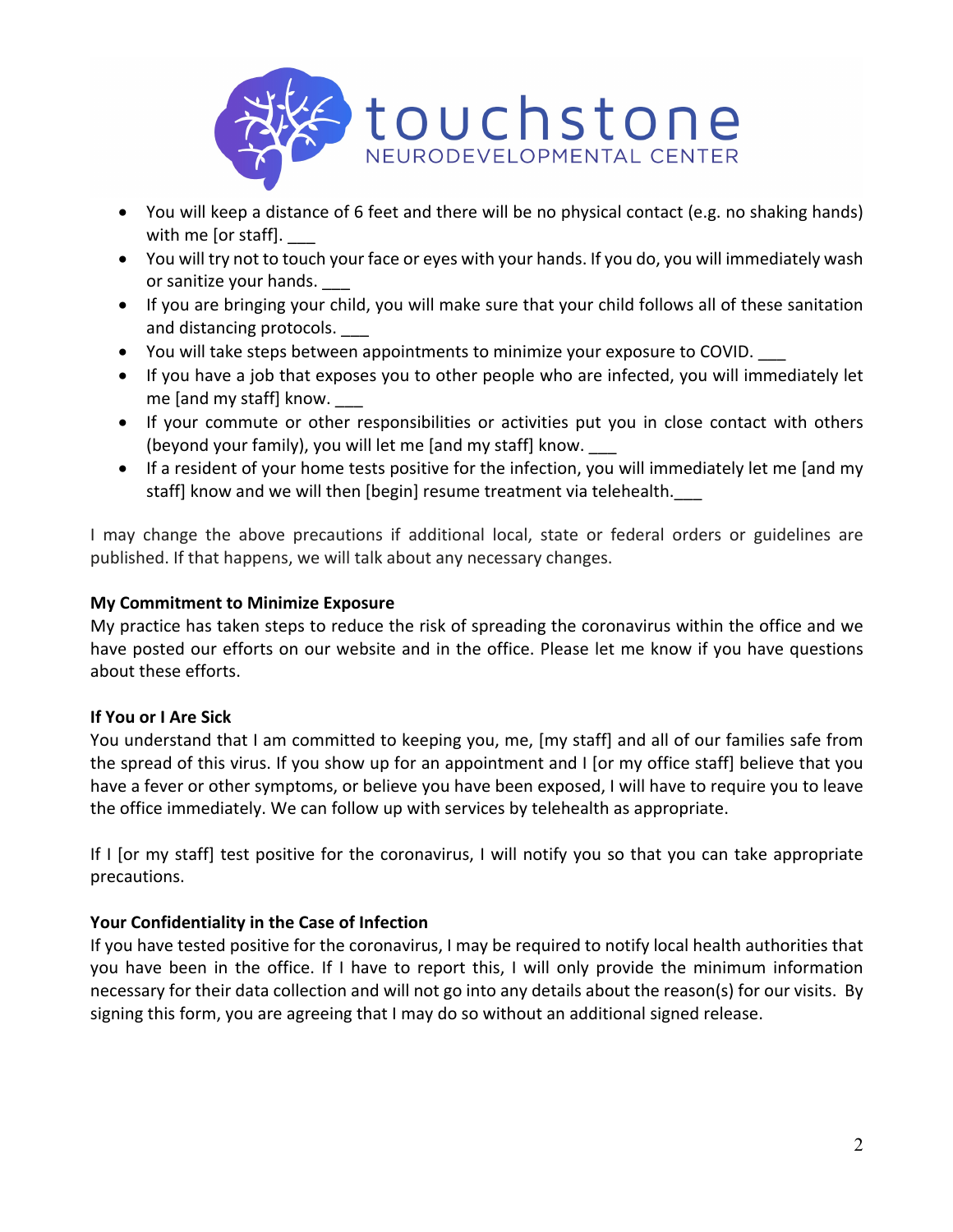- You will keep a distance of 6 feet and there will be no physical contact (e.g. no shaking hands) with me [or staff]. ___
- You will try not to touch your face or eyes with your hands. If you do, you will immediately wash or sanitize your hands. ___
- If you are bringing your child, you will make sure that your child follows all of these sanitation and distancing protocols. ___
- You will take steps between appointments to minimize your exposure to COVID. ___
- If you have a job that exposes you to other people who are infected, you will immediately let me [and my staff] know. ___
- If your commute or other responsibilities or activities put you in close contact with others (beyond your family), you will let me [and my staff] know. ___
- If a resident of your home tests positive for the infection, you will immediately let me [and my staff] know and we will then [begin] resume treatment via telehealth.___

I may change the above precautions if additional local, state or federal orders or guidelines are published. If that happens, we will talk about any necessary changes.

**My Commitment to Minimize Exposure**

My practice has taken steps to reduce the risk of spreading the coronavirus within the office and we have posted our efforts on our website and in the office. Please let me know if you have questions about these efforts.

**If You or I Are Sick**

You understand that I am committed to keeping you, me, [my staff] and all of our families safe from the spread of this virus. If you show up for an appointment and I [or my office staff] believe that you have a fever or other symptoms, or believe you have been exposed, I will have to require you to leave the office immediately. We can follow up with services by telehealth as appropriate.

If I [or my staff] test positive for the coronavirus, I will notify you so that you can take appropriate precautions.

**Your Confidentiality in the Case of Infection**

If you have tested positive for the coronavirus, I may be required to notify local health authorities that you have been in the office. If I have to report this, I will only provide the minimum information necessary for their data collection and will not go into any details about the reason(s) for our visits. By signing this form, you are agreeing that I may do so without an additional signed release.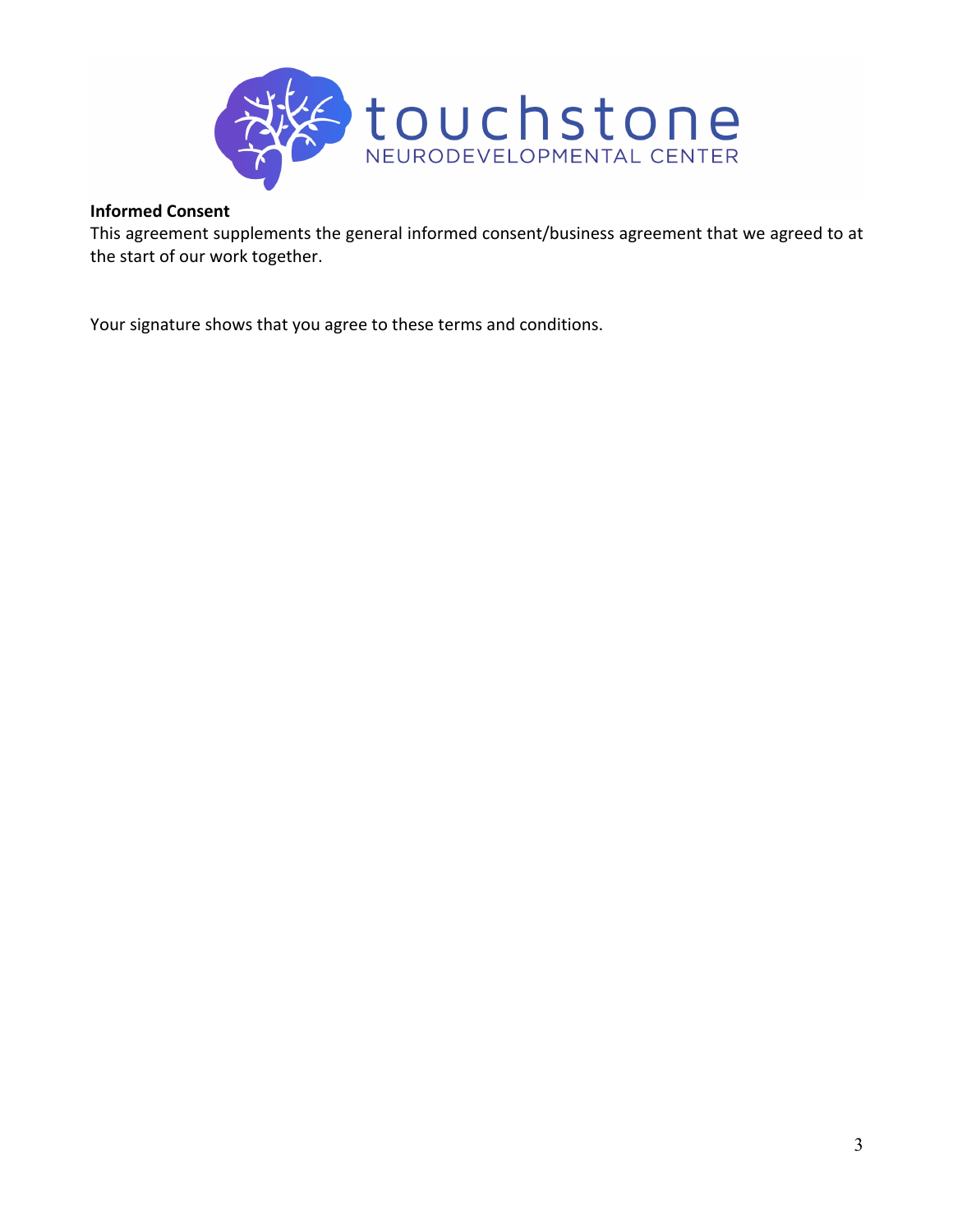touchstone

NEURODEVELOPMENTAL CENTER

**Informed Consent**

This agreement supplements the general informed consent/business agreement that we agreed to at the start of our work together.

Your signature shows that you agree to these terms and conditions.